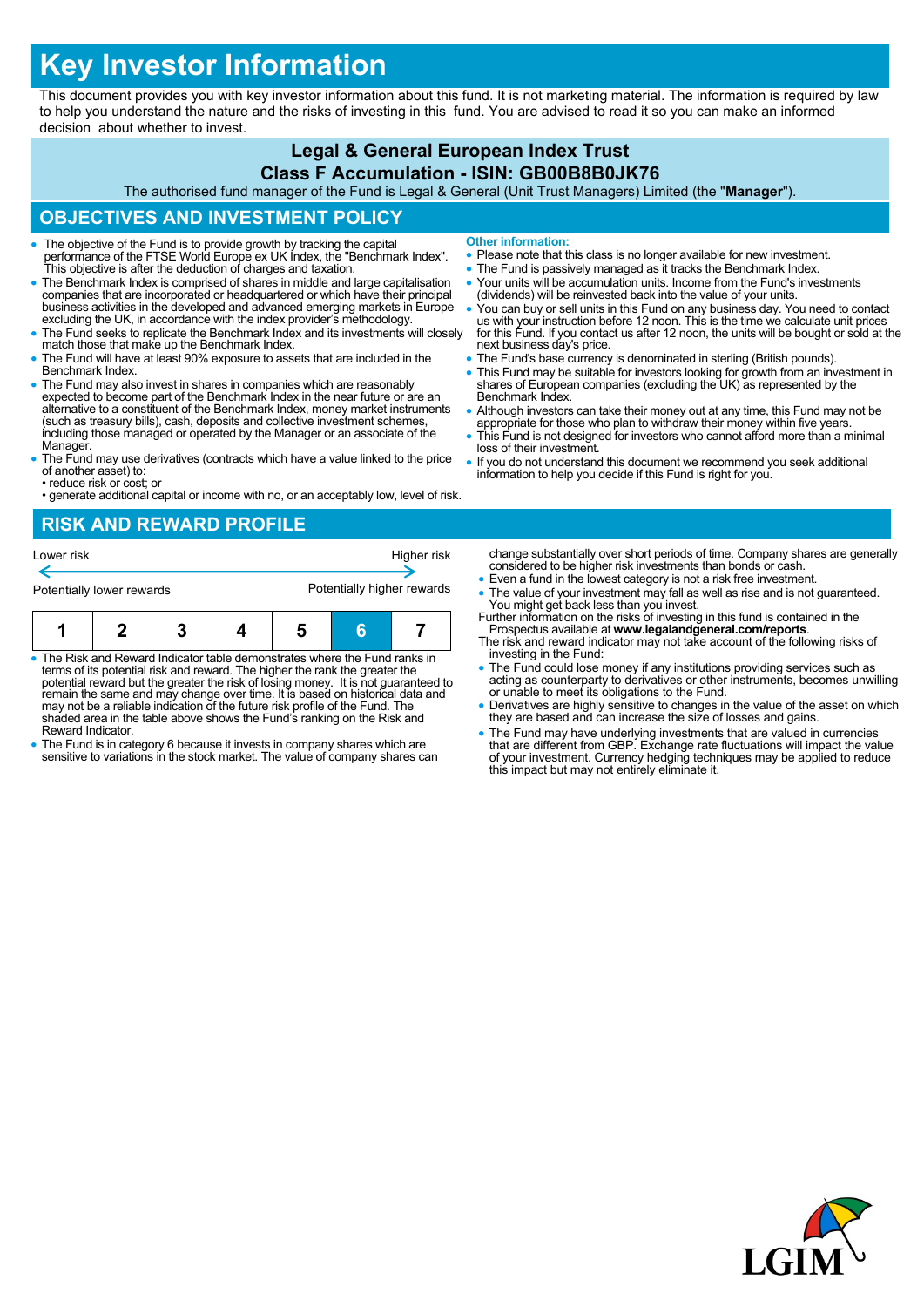# Key Investor Information

This document provides you with key investor information about this fund. It is not marketing material. The information is required by law to help you understand the nature and the risks of investing in this fund. You are advised to read it so you can make an informed decision about whether to invest.

## Legal & General European Index Trust
## Class F Accumulation - ISIN: GB00B8B0JK76

The authorised fund manager of the Fund is Legal & General (Unit Trust Managers) Limited (the "**Manager**").

## OBJECTIVES AND INVESTMENT POLICY

- The objective of the Fund is to provide growth by tracking the capital performance of the FTSE World Europe ex UK Index, the "Benchmark Index". This objective is after the deduction of charges and taxation.
- The Benchmark Index is comprised of shares in middle and large capitalisation companies that are incorporated or headquartered or which have their principal business activities in the developed and advanced emerging markets in Europe excluding the UK, in accordance with the index provider's methodology.
- The Fund seeks to replicate the Benchmark Index and its investments will closely match those that make up the Benchmark Index.
- The Fund will have at least 90% exposure to assets that are included in the Benchmark Index.
- The Fund may also invest in shares in companies which are reasonably expected to become part of the Benchmark Index in the near future or are an alternative to a constituent of the Benchmark Index, money market instruments (such as treasury bills), cash, deposits and collective investment schemes, including those managed or operated by the Manager or an associate of the Manager.
- The Fund may use derivatives (contracts which have a value linked to the price of another asset) to:
  - • reduce risk or cost; or
  - • generate additional capital or income with no, or an acceptably low, level of risk.

**Other information:**

- Please note that this class is no longer available for new investment.
- The Fund is passively managed as it tracks the Benchmark Index.
- Your units will be accumulation units. Income from the Fund's investments (dividends) will be reinvested back into the value of your units.
- You can buy or sell units in this Fund on any business day. You need to contact us with your instruction before 12 noon. This is the time we calculate unit prices for this Fund. If you contact us after 12 noon, the units will be bought or sold at the next business day's price.
- The Fund's base currency is denominated in sterling (British pounds).
- This Fund may be suitable for investors looking for growth from an investment in shares of European companies (excluding the UK) as represented by the Benchmark Index.
- Although investors can take their money out at any time, this Fund may not be appropriate for those who plan to withdraw their money within five years.
- This Fund is not designed for investors who cannot afford more than a minimal loss of their investment.
- If you do not understand this document we recommend you seek additional information to help you decide if this Fund is right for you.

## RISK AND REWARD PROFILE

Lower risk ← → Higher risk

Potentially lower rewards — Potentially higher rewards

| 1 | 2 | 3 | 4 | 5 | **6** | 7 |
|---|---|---|---|---|---|---|

- The Risk and Reward Indicator table demonstrates where the Fund ranks in terms of its potential risk and reward. The higher the rank the greater the potential reward but the greater the risk of losing money. It is not guaranteed to remain the same and may change over time. It is based on historical data and may not be a reliable indication of the future risk profile of the Fund. The shaded area in the table above shows the Fund's ranking on the Risk and Reward Indicator.
- The Fund is in category 6 because it invests in company shares which are sensitive to variations in the stock market. The value of company shares can change substantially over short periods of time. Company shares are generally considered to be higher risk investments than bonds or cash.
- Even a fund in the lowest category is not a risk free investment.
- The value of your investment may fall as well as rise and is not guaranteed. You might get back less than you invest.

Further information on the risks of investing in this fund is contained in the Prospectus available at **www.legalandgeneral.com/reports**.

The risk and reward indicator may not take account of the following risks of investing in the Fund:

- The Fund could lose money if any institutions providing services such as acting as counterparty to derivatives or other instruments, becomes unwilling or unable to meet its obligations to the Fund.
- Derivatives are highly sensitive to changes in the value of the asset on which they are based and can increase the size of losses and gains.
- The Fund may have underlying investments that are valued in currencies that are different from GBP. Exchange rate fluctuations will impact the value of your investment. Currency hedging techniques may be applied to reduce this impact but may not entirely eliminate it.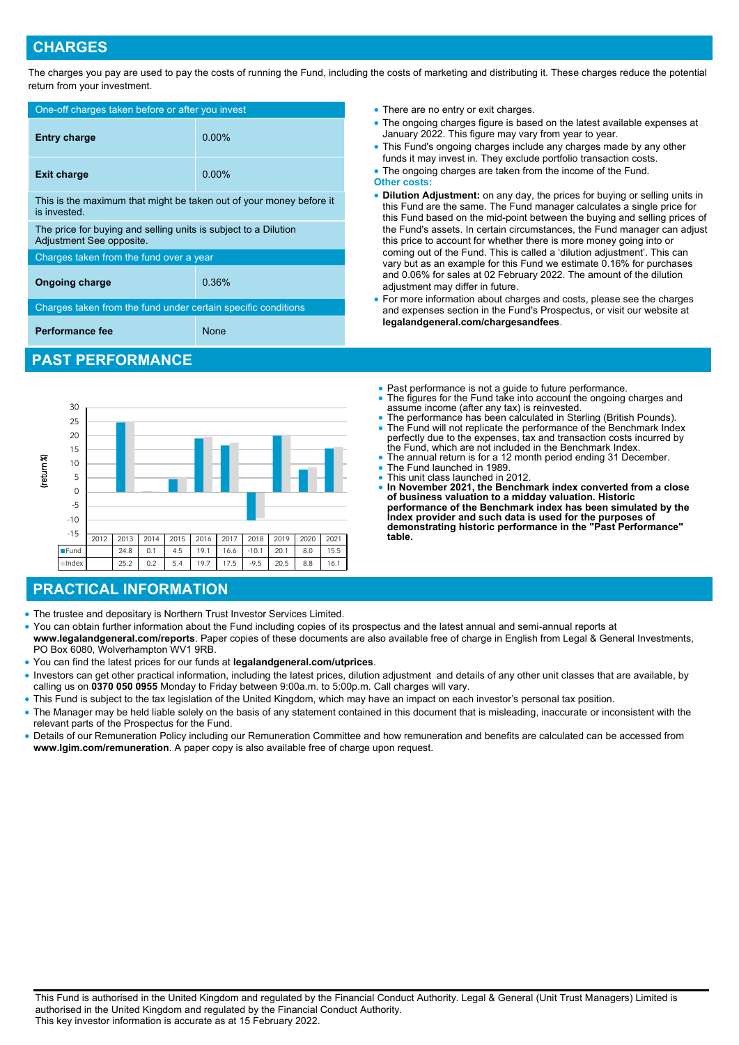## CHARGES

The charges you pay are used to pay the costs of running the Fund, including the costs of marketing and distributing it. These charges reduce the potential return from your investment.

| One-off charges taken before or after you invest | |
|---|---|
| **Entry charge** | 0.00% |
| **Exit charge** | 0.00% |
| This is the maximum that might be taken out of your money before it is invested. | |
| The price for buying and selling units is subject to a Dilution Adjustment See opposite. | |
| Charges taken from the fund over a year | |
| **Ongoing charge** | 0.36% |
| Charges taken from the fund under certain specific conditions | |
| **Performance fee** | None |

- There are no entry or exit charges.
- The ongoing charges figure is based on the latest available expenses at January 2022. This figure may vary from year to year.
- This Fund's ongoing charges include any charges made by any other funds it may invest in. They exclude portfolio transaction costs.
- The ongoing charges are taken from the income of the Fund.

**Other costs:**

- **Dilution Adjustment:** on any day, the prices for buying or selling units in this Fund are the same. The Fund manager calculates a single price for this Fund based on the mid-point between the buying and selling prices of the Fund's assets. In certain circumstances, the Fund manager can adjust this price to account for whether there is more money going into or coming out of the Fund. This is called a 'dilution adjustment'. This can vary but as an example for this Fund we estimate 0.16% for purchases and 0.06% for sales at 02 February 2022. The amount of the dilution adjustment may differ in future.
- For more information about charges and costs, please see the charges and expenses section in the Fund's Prospectus, or visit our website at **legalandgeneral.com/chargesandfees**.

## PAST PERFORMANCE

(return %)

30
25
20
15
10
5
0
-5
-10
-15

| | 2012 | 2013 | 2014 | 2015 | 2016 | 2017 | 2018 | 2019 | 2020 | 2021 |
|---|---|---|---|---|---|---|---|---|---|---|
| Fund | | 24.8 | 0.1 | 4.5 | 19.1 | 16.6 | -10.1 | 20.1 | 8.0 | 15.5 |
| Index | | 25.2 | 0.2 | 5.4 | 19.7 | 17.5 | -9.5 | 20.5 | 8.8 | 16.1 |

- Past performance is not a guide to future performance.
- The figures for the Fund take into account the ongoing charges and assume income (after any tax) is reinvested.
- The performance has been calculated in Sterling (British Pounds).
- The Fund will not replicate the performance of the Benchmark Index perfectly due to the expenses, tax and transaction costs incurred by the Fund, which are not included in the Benchmark Index.
- The annual return is for a 12 month period ending 31 December.
- The Fund launched in 1989.
- This unit class launched in 2012.
- **In November 2021, the Benchmark index converted from a close of business valuation to a midday valuation. Historic performance of the Benchmark index has been simulated by the Index provider and such data is used for the purposes of demonstrating historic performance in the "Past Performance" table.**

## PRACTICAL INFORMATION

- The trustee and depositary is Northern Trust Investor Services Limited.
- You can obtain further information about the Fund including copies of its prospectus and the latest annual and semi-annual reports at **www.legalandgeneral.com/reports**. Paper copies of these documents are also available free of charge in English from Legal & General Investments, PO Box 6080, Wolverhampton WV1 9RB.
- You can find the latest prices for our funds at **legalandgeneral.com/utprices**.
- Investors can get other practical information, including the latest prices, dilution adjustment and details of any other unit classes that are available, by calling us on **0370 050 0955** Monday to Friday between 9:00a.m. to 5:00p.m. Call charges will vary.
- This Fund is subject to the tax legislation of the United Kingdom, which may have an impact on each investor's personal tax position.
- The Manager may be held liable solely on the basis of any statement contained in this document that is misleading, inaccurate or inconsistent with the relevant parts of the Prospectus for the Fund.
- Details of our Remuneration Policy including our Remuneration Committee and how remuneration and benefits are calculated can be accessed from **www.lgim.com/remuneration**. A paper copy is also available free of charge upon request.

This Fund is authorised in the United Kingdom and regulated by the Financial Conduct Authority. Legal & General (Unit Trust Managers) Limited is authorised in the United Kingdom and regulated by the Financial Conduct Authority.
This key investor information is accurate as at 15 February 2022.